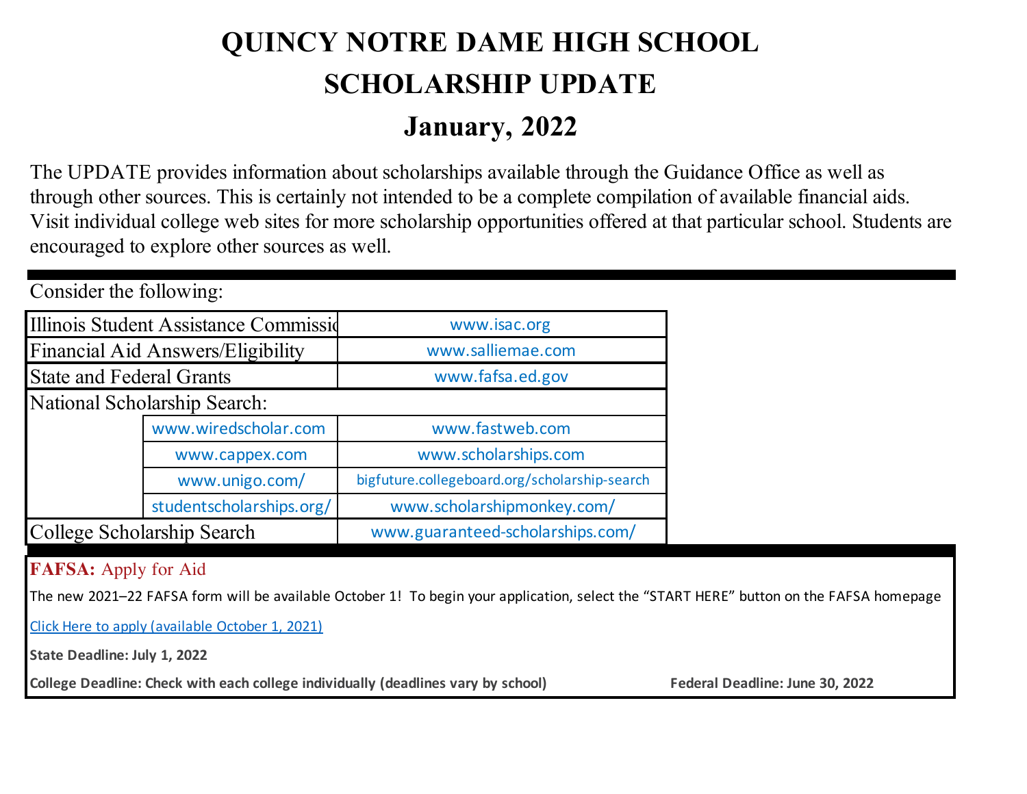# QUINCY NOTRE DAME HIGH SCHOOL

# SCHOLARSHIP UPDATE

# January, 2022

The UPDATE provides information about scholarships available through the Guidance Office as well as through other sources. This is certainly not intended to be a complete compilation of available financial aids. Visit individual college web sites for more scholarship opportunities offered at that particular school. Students are encouraged to explore other sources as well.

Consider the following:

| | | |
|---|---|---|
| Illinois Student Assistance Commissio | | www.isac.org |
| Financial Aid Answers/Eligibility | | www.salliemae.com |
| State and Federal Grants | | www.fafsa.ed.gov |
| National Scholarship Search: | | |
| | www.wiredscholar.com | www.fastweb.com |
| | www.cappex.com | www.scholarships.com |
| | www.unigo.com/ | bigfuture.collegeboard.org/scholarship-search |
| | studentscholarships.org/ | www.scholarshipmonkey.com/ |
| College Scholarship Search | | www.guaranteed-scholarships.com/ |

**FAFSA:** Apply for Aid

The new 2021–22 FAFSA form will be available October 1! To begin your application, select the "START HERE" button on the FAFSA homepage

Click Here to apply (available October 1, 2021)

**State Deadline: July 1, 2022**

**College Deadline: Check with each college individually (deadlines vary by school)**

**Federal Deadline: June 30, 2022**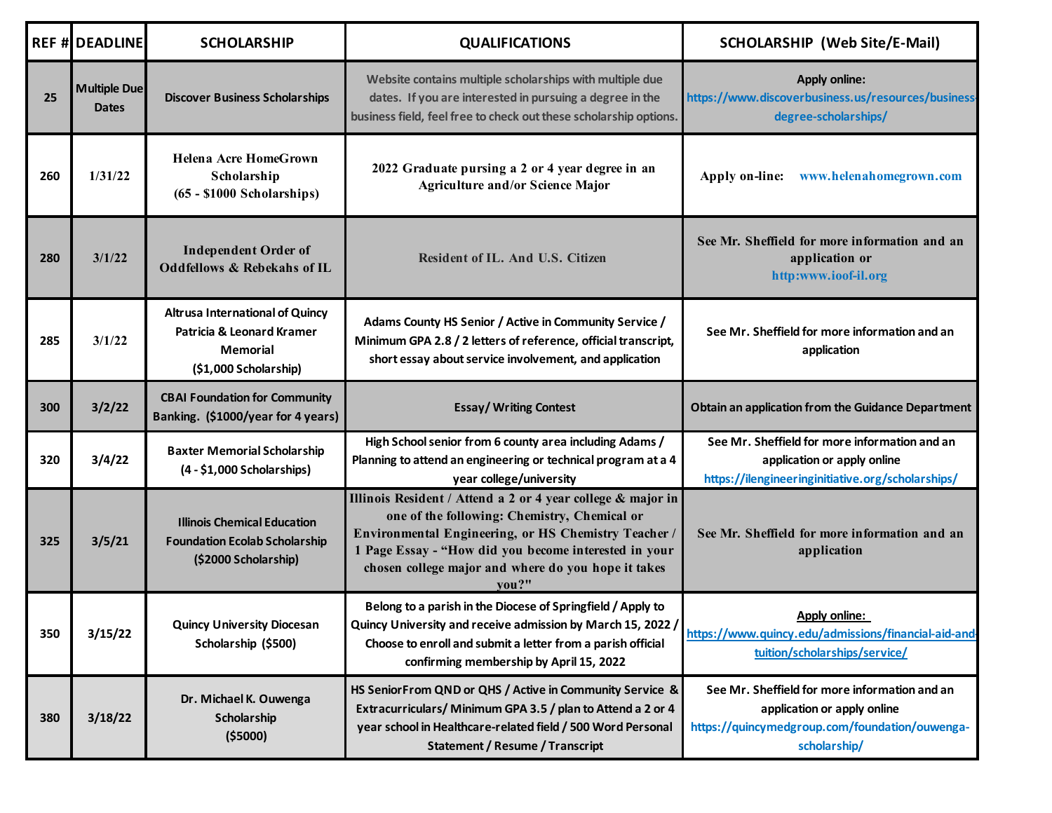| REF # | DEADLINE | SCHOLARSHIP | QUALIFICATIONS | SCHOLARSHIP (Web Site/E-Mail) |
|---|---|---|---|---|
| 25 | Multiple Due Dates | Discover Business Scholarships | Website contains multiple scholarships with multiple due dates. If you are interested in pursuing a degree in the business field, feel free to check out these scholarship options. | Apply online: https://www.discoverbusiness.us/resources/business-degree-scholarships/ |
| 260 | 1/31/22 | Helena Acre HomeGrown Scholarship (65 - $1000 Scholarships) | 2022 Graduate pursing a 2 or 4 year degree in an Agriculture and/or Science Major | Apply on-line: www.helenahomegrown.com |
| 280 | 3/1/22 | Independent Order of Oddfellows & Rebekahs of IL | Resident of IL. And U.S. Citizen | See Mr. Sheffield for more information and an application or http:www.ioof-il.org |
| 285 | 3/1/22 | Altrusa International of Quincy Patricia & Leonard Kramer Memorial ($1,000 Scholarship) | Adams County HS Senior / Active in Community Service / Minimum GPA 2.8 / 2 letters of reference, official transcript, short essay about service involvement, and application | See Mr. Sheffield for more information and an application |
| 300 | 3/2/22 | CBAI Foundation for Community Banking. ($1000/year for 4 years) | Essay/ Writing Contest | Obtain an application from the Guidance Department |
| 320 | 3/4/22 | Baxter Memorial Scholarship (4 - $1,000 Scholarships) | High School senior from 6 county area including Adams / Planning to attend an engineering or technical program at a 4 year college/university | See Mr. Sheffield for more information and an application or apply online https://ilengineeringinitiative.org/scholarships/ |
| 325 | 3/5/21 | Illinois Chemical Education Foundation Ecolab Scholarship ($2000 Scholarship) | Illinois Resident / Attend a 2 or 4 year college & major in one of the following: Chemistry, Chemical or Environmental Engineering, or HS Chemistry Teacher / 1 Page Essay - "How did you become interested in your chosen college major and where do you hope it takes you?" | See Mr. Sheffield for more information and an application |
| 350 | 3/15/22 | Quincy University Diocesan Scholarship ($500) | Belong to a parish in the Diocese of Springfield / Apply to Quincy University and receive admission by March 15, 2022 / Choose to enroll and submit a letter from a parish official confirming membership by April 15, 2022 | Apply online: https://www.quincy.edu/admissions/financial-aid-and-tuition/scholarships/service/ |
| 380 | 3/18/22 | Dr. Michael K. Ouwenga Scholarship ($5000) | HS SeniorFrom QND or QHS / Active in Community Service & Extracurriculars/ Minimum GPA 3.5 / plan to Attend a 2 or 4 year school in Healthcare-related field / 500 Word Personal Statement / Resume / Transcript | See Mr. Sheffield for more information and an application or apply online https://quincymedgroup.com/foundation/ouwenga-scholarship/ |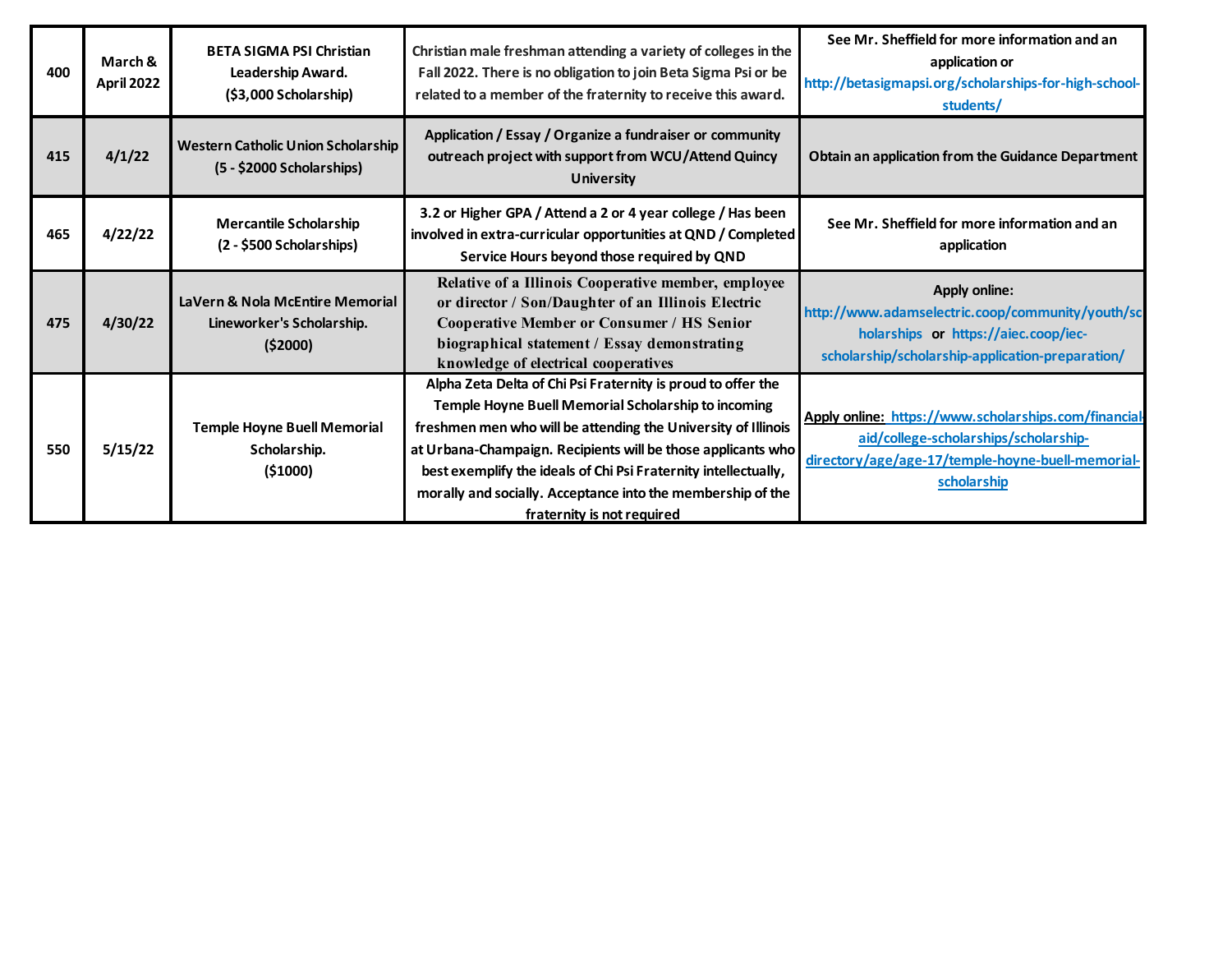| | | | | |
|---|---|---|---|---|
| 400 | March & April 2022 | BETA SIGMA PSI Christian Leadership Award. ($3,000 Scholarship) | Christian male freshman attending a variety of colleges in the Fall 2022. There is no obligation to join Beta Sigma Psi or be related to a member of the fraternity to receive this award. | See Mr. Sheffield for more information and an application or http://betasigmapsi.org/scholarships-for-high-school-students/ |
| 415 | 4/1/22 | Western Catholic Union Scholarship (5 - $2000 Scholarships) | Application / Essay / Organize a fundraiser or community outreach project with support from WCU/Attend Quincy University | Obtain an application from the Guidance Department |
| 465 | 4/22/22 | Mercantile Scholarship (2 - $500 Scholarships) | 3.2 or Higher GPA / Attend a 2 or 4 year college / Has been involved in extra-curricular opportunities at QND / Completed Service Hours beyond those required by QND | See Mr. Sheffield for more information and an application |
| 475 | 4/30/22 | LaVern & Nola McEntire Memorial Lineworker's Scholarship. ($2000) | Relative of a Illinois Cooperative member, employee or director / Son/Daughter of an Illinois Electric Cooperative Member or Consumer / HS Senior biographical statement / Essay demonstrating knowledge of electrical cooperatives | Apply online: http://www.adamselectric.coop/community/youth/scholarships or https://aiec.coop/iec-scholarship/scholarship-application-preparation/ |
| 550 | 5/15/22 | Temple Hoyne Buell Memorial Scholarship. ($1000) | Alpha Zeta Delta of Chi Psi Fraternity is proud to offer the Temple Hoyne Buell Memorial Scholarship to incoming freshmen men who will be attending the University of Illinois at Urbana-Champaign. Recipients will be those applicants who best exemplify the ideals of Chi Psi Fraternity intellectually, morally and socially. Acceptance into the membership of the fraternity is not required | Apply online: https://www.scholarships.com/financial-aid/college-scholarships/scholarship-directory/age/age-17/temple-hoyne-buell-memorial-scholarship |